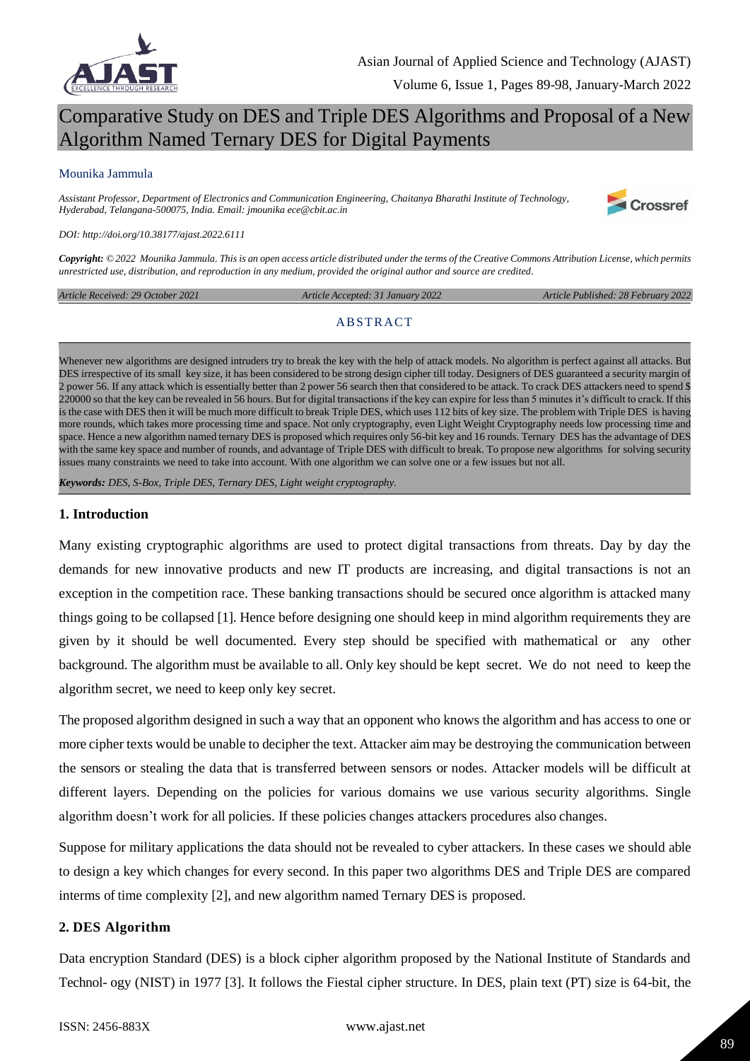# Comparative Study on DES and Triple DES Algorithms and Proposal of a New Algorithm Named Ternary DES for Digital Payments

Mounika Jammula

*Assistant Professor, Department of Electronics and Communication Engineering, Chaitanya Bharathi Institute of Technology, Hyderabad, Telangana-500075, India. Email: jmounika ece@cbit.ac.in*

*DOI: http://doi.org/10.38177/ajast.2022.6111*

***Copyright:** © 2022 Mounika Jammula. This is an open access article distributed under the terms of the Creative Commons Attribution License, which permits unrestricted use, distribution, and reproduction in any medium, provided the original author and source are credited.*

*Article Received: 29 October 2021* *Article Accepted: 31 January 2022* *Article Published: 28 February 2022*

## ABSTRACT

Whenever new algorithms are designed intruders try to break the key with the help of attack models. No algorithm is perfect against all attacks. But DES irrespective of its small key size, it has been considered to be strong design cipher till today. Designers of DES guaranteed a security margin of 2 power 56. If any attack which is essentially better than 2 power 56 search then that considered to be attack. To crack DES attackers need to spend $ 220000 so that the key can be revealed in 56 hours. But for digital transactions if the key can expire for less than 5 minutes it's difficult to crack. If this is the case with DES then it will be much more difficult to break Triple DES, which uses 112 bits of key size. The problem with Triple DES is having more rounds, which takes more processing time and space. Not only cryptography, even Light Weight Cryptography needs low processing time and space. Hence a new algorithm named ternary DES is proposed which requires only 56-bit key and 16 rounds. Ternary DES has the advantage of DES with the same key space and number of rounds, and advantage of Triple DES with difficult to break. To propose new algorithms for solving security issues many constraints we need to take into account. With one algorithm we can solve one or a few issues but not all.

***Keywords:** DES, S-Box, Triple DES, Ternary DES, Light weight cryptography.*

### 1. Introduction

Many existing cryptographic algorithms are used to protect digital transactions from threats. Day by day the demands for new innovative products and new IT products are increasing, and digital transactions is not an exception in the competition race. These banking transactions should be secured once algorithm is attacked many things going to be collapsed [1]. Hence before designing one should keep in mind algorithm requirements they are given by it should be well documented. Every step should be specified with mathematical or any other background. The algorithm must be available to all. Only key should be kept secret. We do not need to keep the algorithm secret, we need to keep only key secret.

The proposed algorithm designed in such a way that an opponent who knows the algorithm and has access to one or more cipher texts would be unable to decipher the text. Attacker aim may be destroying the communication between the sensors or stealing the data that is transferred between sensors or nodes. Attacker models will be difficult at different layers. Depending on the policies for various domains we use various security algorithms. Single algorithm doesn't work for all policies. If these policies changes attackers procedures also changes.

Suppose for military applications the data should not be revealed to cyber attackers. In these cases we should able to design a key which changes for every second. In this paper two algorithms DES and Triple DES are compared interms of time complexity [2], and new algorithm named Ternary DES is proposed.

### 2. DES Algorithm

Data encryption Standard (DES) is a block cipher algorithm proposed by the National Institute of Standards and Technol- ogy (NIST) in 1977 [3]. It follows the Fiestal cipher structure. In DES, plain text (PT) size is 64-bit, the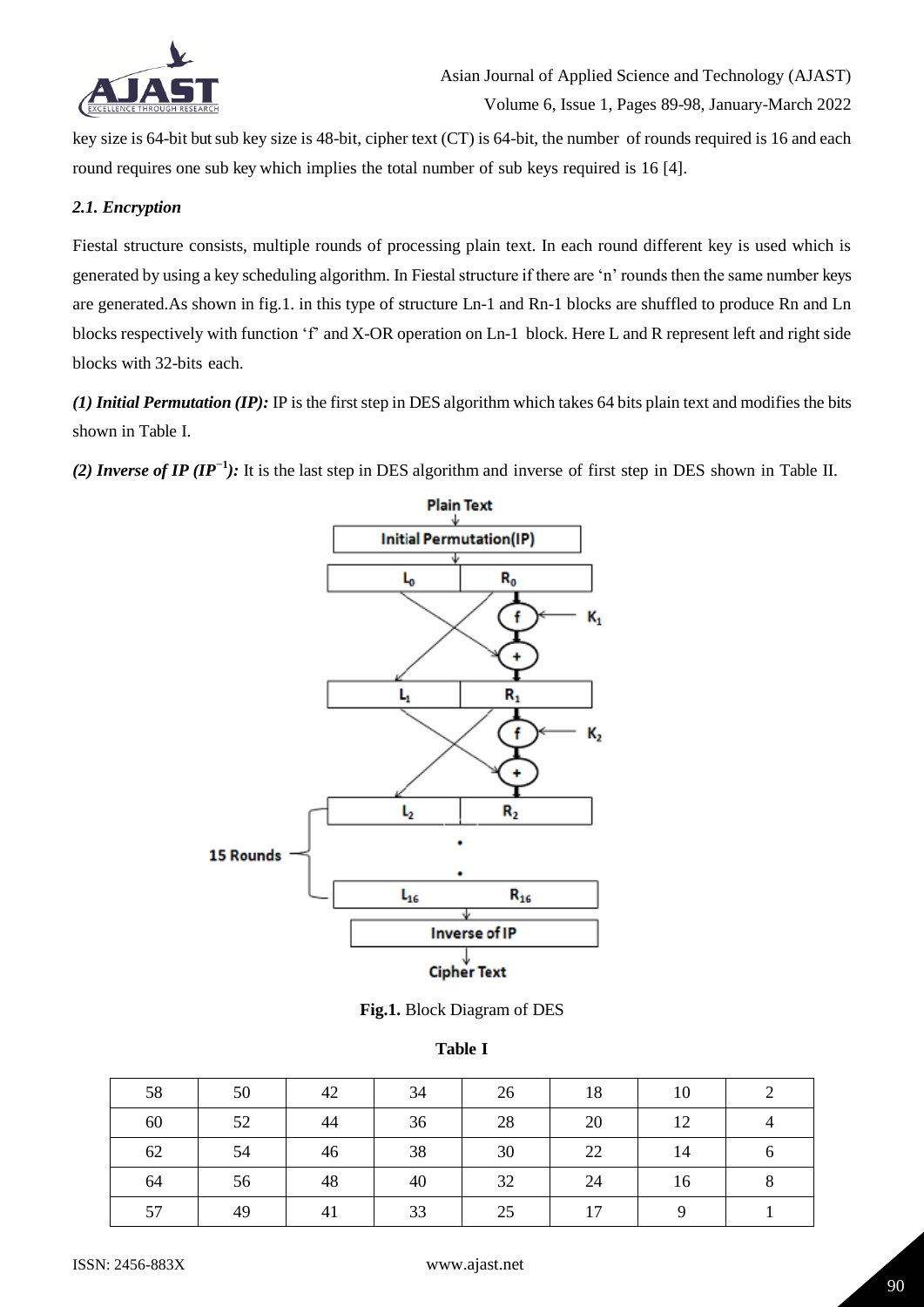key size is 64-bit but sub key size is 48-bit, cipher text (CT) is 64-bit, the number of rounds required is 16 and each round requires one sub key which implies the total number of sub keys required is 16 [4].

### *2.1. Encryption*

Fiestal structure consists, multiple rounds of processing plain text. In each round different key is used which is generated by using a key scheduling algorithm. In Fiestal structure if there are 'n' rounds then the same number keys are generated.As shown in fig.1. in this type of structure Ln-1 and Rn-1 blocks are shuffled to produce Rn and Ln blocks respectively with function 'f' and X-OR operation on Ln-1 block. Here L and R represent left and right side blocks with 32-bits each.

***(1) Initial Permutation (IP):*** IP is the first step in DES algorithm which takes 64 bits plain text and modifies the bits shown in Table I.

***(2) Inverse of IP ($IP^{-1}$):*** It is the last step in DES algorithm and inverse of first step in DES shown in Table II.

**Fig.1.** Block Diagram of DES

**Table I**

| 58 | 50 | 42 | 34 | 26 | 18 | 10 | 2 |
|---|---|---|---|---|---|---|---|
| 60 | 52 | 44 | 36 | 28 | 20 | 12 | 4 |
| 62 | 54 | 46 | 38 | 30 | 22 | 14 | 6 |
| 64 | 56 | 48 | 40 | 32 | 24 | 16 | 8 |
| 57 | 49 | 41 | 33 | 25 | 17 | 9 | 1 |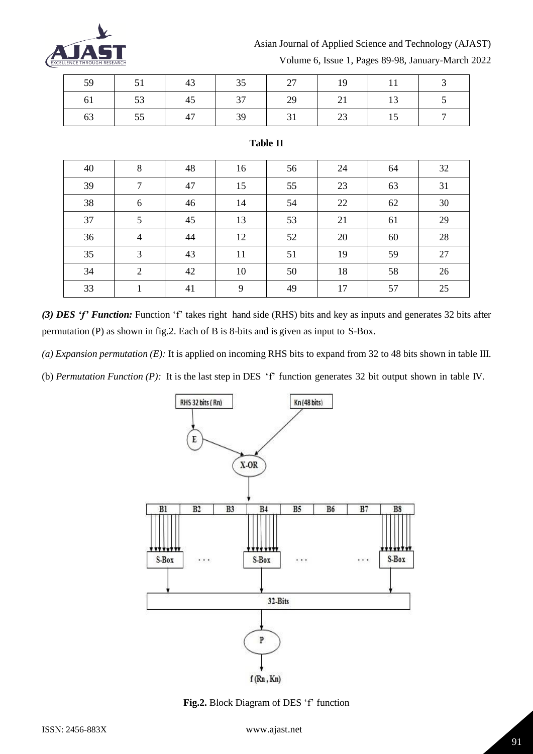| 59 | 51 | 43 | 35 | 27 | 19 | 11 | 3 |
|---|---|---|---|---|---|---|---|
| 61 | 53 | 45 | 37 | 29 | 21 | 13 | 5 |
| 63 | 55 | 47 | 39 | 31 | 23 | 15 | 7 |

**Table II**

| 40 | 8 | 48 | 16 | 56 | 24 | 64 | 32 |
|---|---|---|---|---|---|---|---|
| 39 | 7 | 47 | 15 | 55 | 23 | 63 | 31 |
| 38 | 6 | 46 | 14 | 54 | 22 | 62 | 30 |
| 37 | 5 | 45 | 13 | 53 | 21 | 61 | 29 |
| 36 | 4 | 44 | 12 | 52 | 20 | 60 | 28 |
| 35 | 3 | 43 | 11 | 51 | 19 | 59 | 27 |
| 34 | 2 | 42 | 10 | 50 | 18 | 58 | 26 |
| 33 | 1 | 41 | 9 | 49 | 17 | 57 | 25 |

***(3) DES 'f' Function:*** Function 'f' takes right hand side (RHS) bits and key as inputs and generates 32 bits after permutation (P) as shown in fig.2. Each of B is 8-bits and is given as input to S-Box.

*(a) Expansion permutation (E):* It is applied on incoming RHS bits to expand from 32 to 48 bits shown in table III.

(b) *Permutation Function (P):* It is the last step in DES 'f' function generates 32 bit output shown in table IV.

**Fig.2.** Block Diagram of DES 'f' function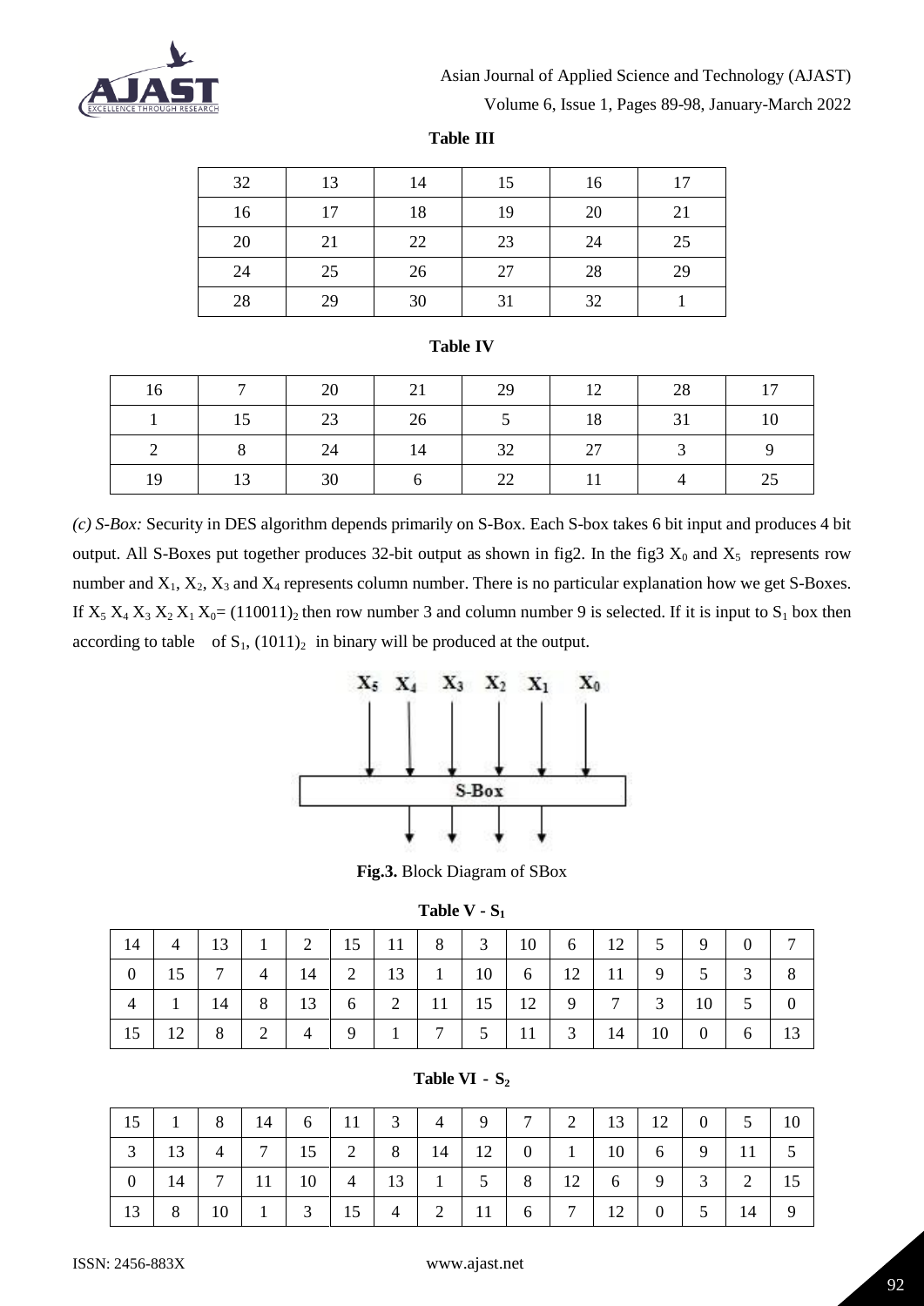**Table III**

| 32 | 13 | 14 | 15 | 16 | 17 |
|---|---|---|---|---|---|
| 16 | 17 | 18 | 19 | 20 | 21 |
| 20 | 21 | 22 | 23 | 24 | 25 |
| 24 | 25 | 26 | 27 | 28 | 29 |
| 28 | 29 | 30 | 31 | 32 | 1 |

**Table IV**

| 16 | 7 | 20 | 21 | 29 | 12 | 28 | 17 |
|---|---|---|---|---|---|---|---|
| 1 | 15 | 23 | 26 | 5 | 18 | 31 | 10 |
| 2 | 8 | 24 | 14 | 32 | 27 | 3 | 9 |
| 19 | 13 | 30 | 6 | 22 | 11 | 4 | 25 |

*(c) S-Box:* Security in DES algorithm depends primarily on S-Box. Each S-box takes 6 bit input and produces 4 bit output. All S-Boxes put together produces 32-bit output as shown in fig2. In the fig3 $X_0$ and $X_5$ represents row number and $X_1$, $X_2$, $X_3$ and $X_4$ represents column number. There is no particular explanation how we get S-Boxes. If $X_5 X_4 X_3 X_2 X_1 X_0 = (110011)_2$ then row number 3 and column number 9 is selected. If it is input to $S_1$ box then according to table of $S_1$, $(1011)_2$ in binary will be produced at the output.

**Fig.3.** Block Diagram of SBox

**Table V - $S_1$**

| 14 | 4 | 13 | 1 | 2 | 15 | 11 | 8 | 3 | 10 | 6 | 12 | 5 | 9 | 0 | 7 |
|---|---|---|---|---|---|---|---|---|---|---|---|---|---|---|---|
| 0 | 15 | 7 | 4 | 14 | 2 | 13 | 1 | 10 | 6 | 12 | 11 | 9 | 5 | 3 | 8 |
| 4 | 1 | 14 | 8 | 13 | 6 | 2 | 11 | 15 | 12 | 9 | 7 | 3 | 10 | 5 | 0 |
| 15 | 12 | 8 | 2 | 4 | 9 | 1 | 7 | 5 | 11 | 3 | 14 | 10 | 0 | 6 | 13 |

**Table VI - $S_2$**

| 15 | 1 | 8 | 14 | 6 | 11 | 3 | 4 | 9 | 7 | 2 | 13 | 12 | 0 | 5 | 10 |
|---|---|---|---|---|---|---|---|---|---|---|---|---|---|---|---|
| 3 | 13 | 4 | 7 | 15 | 2 | 8 | 14 | 12 | 0 | 1 | 10 | 6 | 9 | 11 | 5 |
| 0 | 14 | 7 | 11 | 10 | 4 | 13 | 1 | 5 | 8 | 12 | 6 | 9 | 3 | 2 | 15 |
| 13 | 8 | 10 | 1 | 3 | 15 | 4 | 2 | 11 | 6 | 7 | 12 | 0 | 5 | 14 | 9 |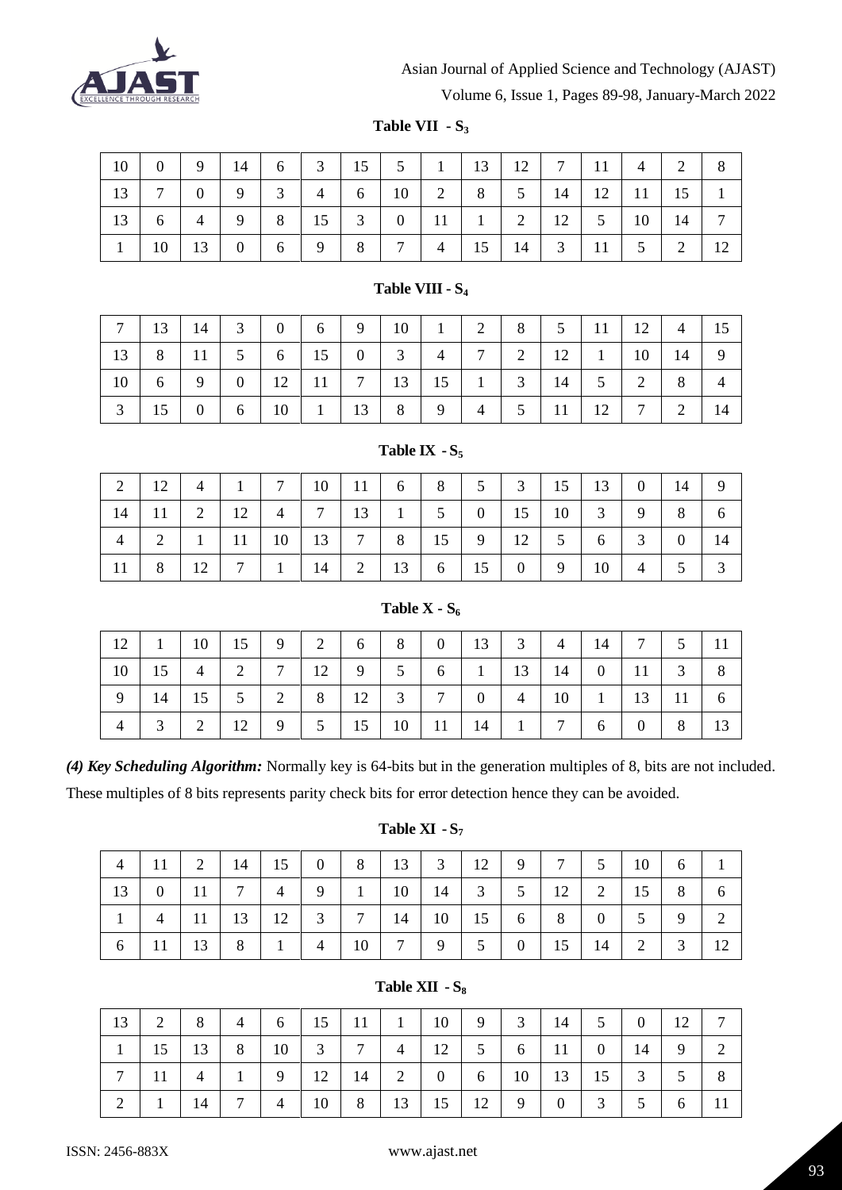**Table VII - $S_3$**

| 10 | 0 | 9 | 14 | 6 | 3 | 15 | 5 | 1 | 13 | 12 | 7 | 11 | 4 | 2 | 8 |
|---|---|---|---|---|---|---|---|---|---|---|---|---|---|---|---|
| 13 | 7 | 0 | 9 | 3 | 4 | 6 | 10 | 2 | 8 | 5 | 14 | 12 | 11 | 15 | 1 |
| 13 | 6 | 4 | 9 | 8 | 15 | 3 | 0 | 11 | 1 | 2 | 12 | 5 | 10 | 14 | 7 |
| 1 | 10 | 13 | 0 | 6 | 9 | 8 | 7 | 4 | 15 | 14 | 3 | 11 | 5 | 2 | 12 |

**Table VIII - $S_4$**

| 7 | 13 | 14 | 3 | 0 | 6 | 9 | 10 | 1 | 2 | 8 | 5 | 11 | 12 | 4 | 15 |
|---|---|---|---|---|---|---|---|---|---|---|---|---|---|---|---|
| 13 | 8 | 11 | 5 | 6 | 15 | 0 | 3 | 4 | 7 | 2 | 12 | 1 | 10 | 14 | 9 |
| 10 | 6 | 9 | 0 | 12 | 11 | 7 | 13 | 15 | 1 | 3 | 14 | 5 | 2 | 8 | 4 |
| 3 | 15 | 0 | 6 | 10 | 1 | 13 | 8 | 9 | 4 | 5 | 11 | 12 | 7 | 2 | 14 |

**Table IX - $S_5$**

| 2 | 12 | 4 | 1 | 7 | 10 | 11 | 6 | 8 | 5 | 3 | 15 | 13 | 0 | 14 | 9 |
|---|---|---|---|---|---|---|---|---|---|---|---|---|---|---|---|
| 14 | 11 | 2 | 12 | 4 | 7 | 13 | 1 | 5 | 0 | 15 | 10 | 3 | 9 | 8 | 6 |
| 4 | 2 | 1 | 11 | 10 | 13 | 7 | 8 | 15 | 9 | 12 | 5 | 6 | 3 | 0 | 14 |
| 11 | 8 | 12 | 7 | 1 | 14 | 2 | 13 | 6 | 15 | 0 | 9 | 10 | 4 | 5 | 3 |

**Table X - $S_6$**

| 12 | 1 | 10 | 15 | 9 | 2 | 6 | 8 | 0 | 13 | 3 | 4 | 14 | 7 | 5 | 11 |
|---|---|---|---|---|---|---|---|---|---|---|---|---|---|---|---|
| 10 | 15 | 4 | 2 | 7 | 12 | 9 | 5 | 6 | 1 | 13 | 14 | 0 | 11 | 3 | 8 |
| 9 | 14 | 15 | 5 | 2 | 8 | 12 | 3 | 7 | 0 | 4 | 10 | 1 | 13 | 11 | 6 |
| 4 | 3 | 2 | 12 | 9 | 5 | 15 | 10 | 11 | 14 | 1 | 7 | 6 | 0 | 8 | 13 |

***(4) Key Scheduling Algorithm:*** Normally key is 64-bits but in the generation multiples of 8, bits are not included. These multiples of 8 bits represents parity check bits for error detection hence they can be avoided.

**Table XI - $S_7$**

| 4 | 11 | 2 | 14 | 15 | 0 | 8 | 13 | 3 | 12 | 9 | 7 | 5 | 10 | 6 | 1 |
|---|---|---|---|---|---|---|---|---|---|---|---|---|---|---|---|
| 13 | 0 | 11 | 7 | 4 | 9 | 1 | 10 | 14 | 3 | 5 | 12 | 2 | 15 | 8 | 6 |
| 1 | 4 | 11 | 13 | 12 | 3 | 7 | 14 | 10 | 15 | 6 | 8 | 0 | 5 | 9 | 2 |
| 6 | 11 | 13 | 8 | 1 | 4 | 10 | 7 | 9 | 5 | 0 | 15 | 14 | 2 | 3 | 12 |

**Table XII - $S_8$**

| 13 | 2 | 8 | 4 | 6 | 15 | 11 | 1 | 10 | 9 | 3 | 14 | 5 | 0 | 12 | 7 |
|---|---|---|---|---|---|---|---|---|---|---|---|---|---|---|---|
| 1 | 15 | 13 | 8 | 10 | 3 | 7 | 4 | 12 | 5 | 6 | 11 | 0 | 14 | 9 | 2 |
| 7 | 11 | 4 | 1 | 9 | 12 | 14 | 2 | 0 | 6 | 10 | 13 | 15 | 3 | 5 | 8 |
| 2 | 1 | 14 | 7 | 4 | 10 | 8 | 13 | 15 | 12 | 9 | 0 | 3 | 5 | 6 | 11 |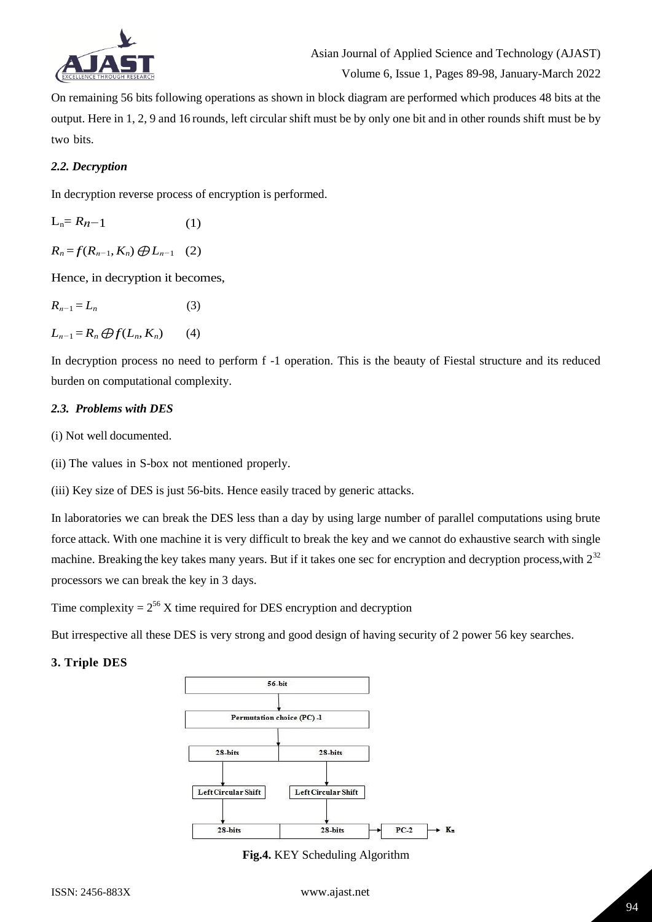On remaining 56 bits following operations as shown in block diagram are performed which produces 48 bits at the output. Here in 1, 2, 9 and 16 rounds, left circular shift must be by only one bit and in other rounds shift must be by two bits.

### *2.2. Decryption*

In decryption reverse process of encryption is performed.

$$L_n = R_{n-1} \quad (1)$$

$$R_n = f(R_{n-1}, K_n) \oplus L_{n-1} \quad (2)$$

Hence, in decryption it becomes,

$$R_{n-1} = L_n \quad (3)$$

$$L_{n-1} = R_n \oplus f(L_n, K_n) \quad (4)$$

In decryption process no need to perform f -1 operation. This is the beauty of Fiestal structure and its reduced burden on computational complexity.

### *2.3. Problems with DES*

(i) Not well documented.

(ii) The values in S-box not mentioned properly.

(iii) Key size of DES is just 56-bits. Hence easily traced by generic attacks.

In laboratories we can break the DES less than a day by using large number of parallel computations using brute force attack. With one machine it is very difficult to break the key and we cannot do exhaustive search with single machine. Breaking the key takes many years. But if it takes one sec for encryption and decryption process, with $2^{32}$ processors we can break the key in 3 days.

Time complexity = $2^{56}$ X time required for DES encryption and decryption

But irrespective all these DES is very strong and good design of having security of 2 power 56 key searches.

## 3. Triple DES

**Fig.4.** KEY Scheduling Algorithm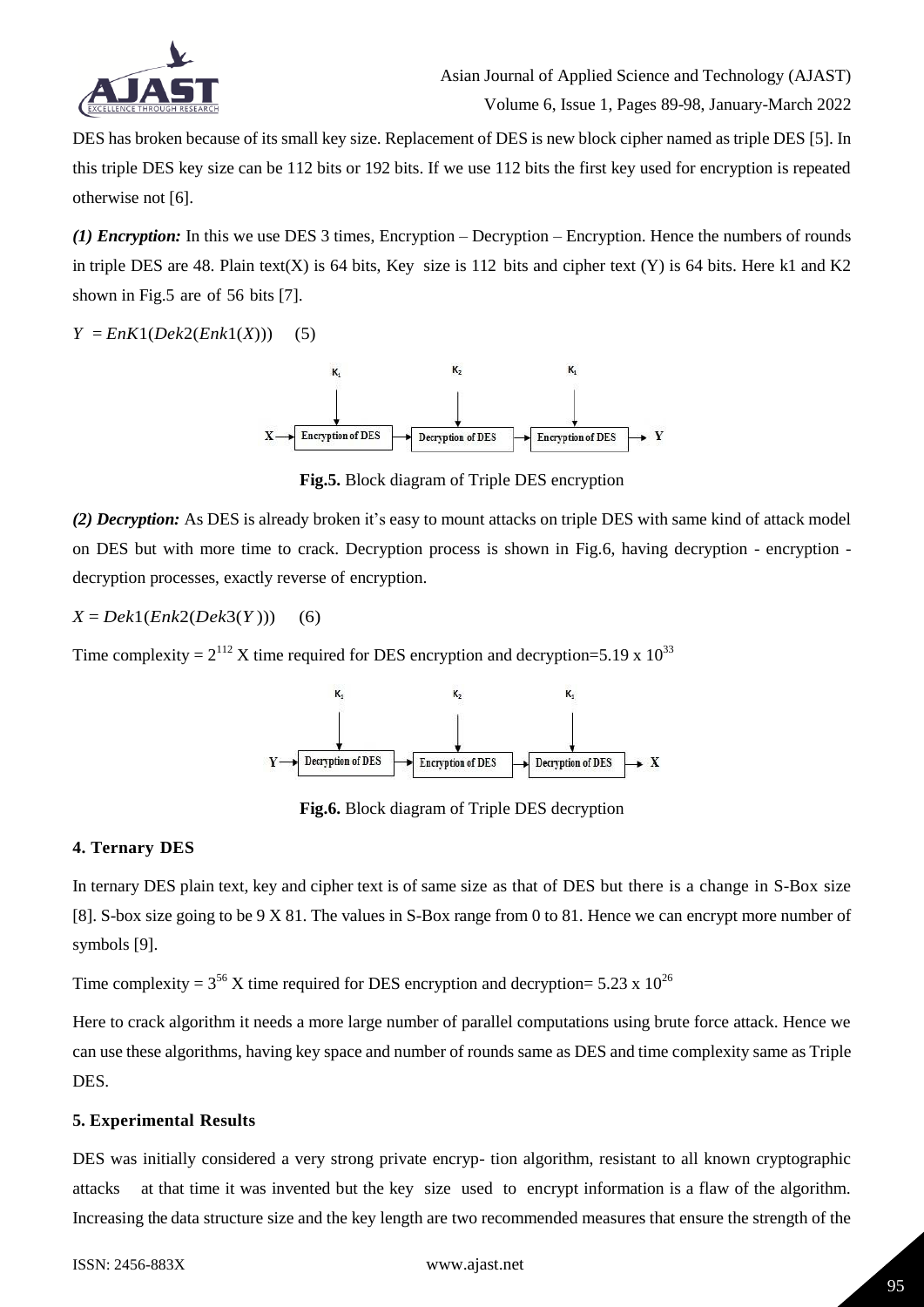DES has broken because of its small key size. Replacement of DES is new block cipher named as triple DES [5]. In this triple DES key size can be 112 bits or 192 bits. If we use 112 bits the first key used for encryption is repeated otherwise not [6].

***(1) Encryption:*** In this we use DES 3 times, Encryption – Decryption – Encryption. Hence the numbers of rounds in triple DES are 48. Plain text(X) is 64 bits, Key size is 112 bits and cipher text (Y) is 64 bits. Here k1 and K2 shown in Fig.5 are of 56 bits [7].

$$Y = EnK1(Dek2(Enk1(X))) \quad (5)$$

**Fig.5.** Block diagram of Triple DES encryption

***(2) Decryption:*** As DES is already broken it's easy to mount attacks on triple DES with same kind of attack model on DES but with more time to crack. Decryption process is shown in Fig.6, having decryption - encryption - decryption processes, exactly reverse of encryption.

$$X = Dek1(Enk2(Dek3(Y))) \quad (6)$$

Time complexity = $2^{112}$ X time required for DES encryption and decryption=5.19 x $10^{33}$

**Fig.6.** Block diagram of Triple DES decryption

### 4. Ternary DES

In ternary DES plain text, key and cipher text is of same size as that of DES but there is a change in S-Box size [8]. S-box size going to be 9 X 81. The values in S-Box range from 0 to 81. Hence we can encrypt more number of symbols [9].

Time complexity = $3^{56}$ X time required for DES encryption and decryption= 5.23 x $10^{26}$

Here to crack algorithm it needs a more large number of parallel computations using brute force attack. Hence we can use these algorithms, having key space and number of rounds same as DES and time complexity same as Triple DES.

### 5. Experimental Results

DES was initially considered a very strong private encryp- tion algorithm, resistant to all known cryptographic attacks at that time it was invented but the key size used to encrypt information is a flaw of the algorithm. Increasing the data structure size and the key length are two recommended measures that ensure the strength of the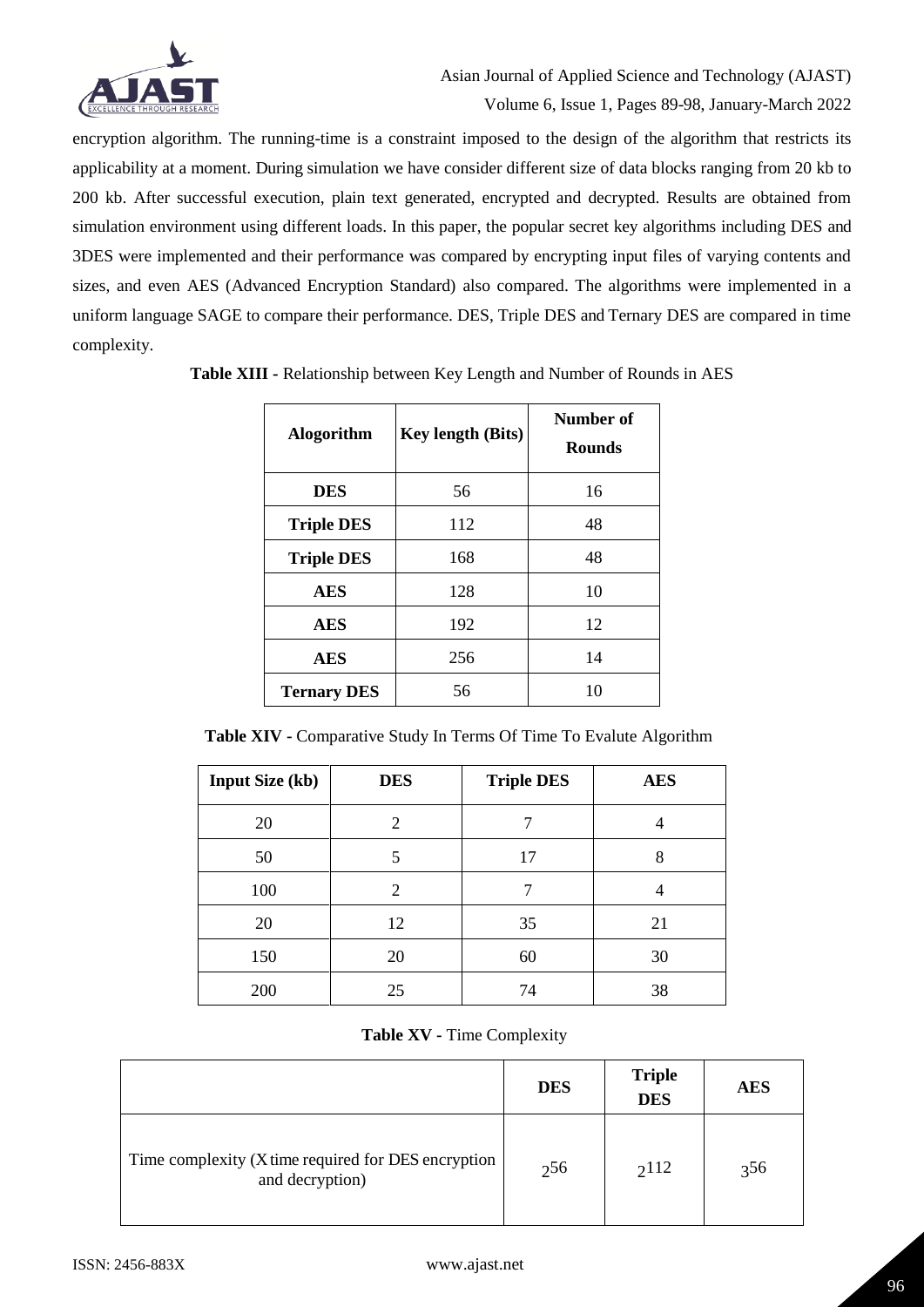encryption algorithm. The running-time is a constraint imposed to the design of the algorithm that restricts its applicability at a moment. During simulation we have consider different size of data blocks ranging from 20 kb to 200 kb. After successful execution, plain text generated, encrypted and decrypted. Results are obtained from simulation environment using different loads. In this paper, the popular secret key algorithms including DES and 3DES were implemented and their performance was compared by encrypting input files of varying contents and sizes, and even AES (Advanced Encryption Standard) also compared. The algorithms were implemented in a uniform language SAGE to compare their performance. DES, Triple DES and Ternary DES are compared in time complexity.

**Table XIII -** Relationship between Key Length and Number of Rounds in AES

| Alogorithm | Key length (Bits) | Number of Rounds |
|---|---|---|
| **DES** | 56 | 16 |
| **Triple DES** | 112 | 48 |
| **Triple DES** | 168 | 48 |
| **AES** | 128 | 10 |
| **AES** | 192 | 12 |
| **AES** | 256 | 14 |
| **Ternary DES** | 56 | 10 |

**Table XIV -** Comparative Study In Terms Of Time To Evalute Algorithm

| Input Size (kb) | DES | Triple DES | AES |
|---|---|---|---|
| 20 | 2 | 7 | 4 |
| 50 | 5 | 17 | 8 |
| 100 | 2 | 7 | 4 |
| 20 | 12 | 35 | 21 |
| 150 | 20 | 60 | 30 |
| 200 | 25 | 74 | 38 |

**Table XV -** Time Complexity

| | DES | Triple DES | AES |
|---|---|---|---|
| Time complexity (X time required for DES encryption and decryption) | $2^{56}$ | $2^{112}$ | $3^{56}$ |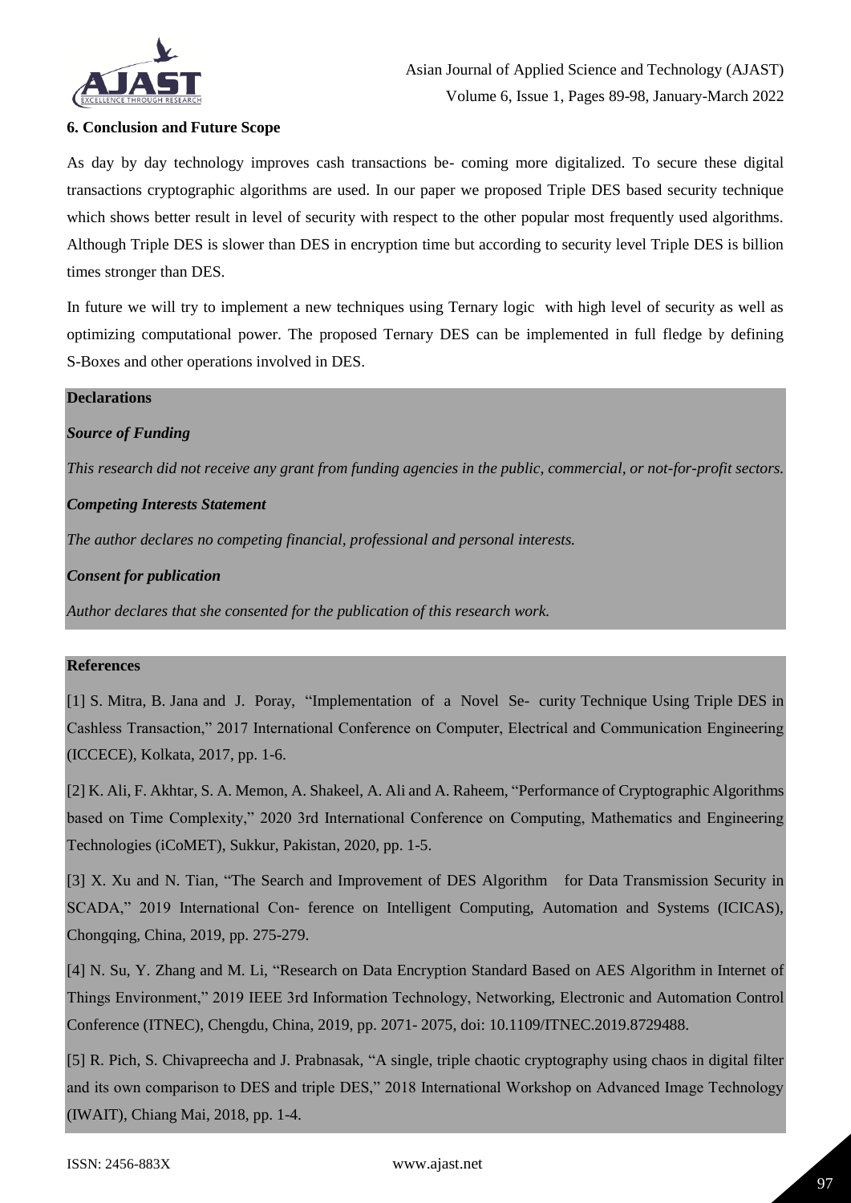### 6. Conclusion and Future Scope

As day by day technology improves cash transactions be- coming more digitalized. To secure these digital transactions cryptographic algorithms are used. In our paper we proposed Triple DES based security technique which shows better result in level of security with respect to the other popular most frequently used algorithms. Although Triple DES is slower than DES in encryption time but according to security level Triple DES is billion times stronger than DES.

In future we will try to implement a new techniques using Ternary logic with high level of security as well as optimizing computational power. The proposed Ternary DES can be implemented in full fledge by defining S-Boxes and other operations involved in DES.

**Declarations**

***Source of Funding***

*This research did not receive any grant from funding agencies in the public, commercial, or not-for-profit sectors.*

***Competing Interests Statement***

*The author declares no competing financial, professional and personal interests.*

***Consent for publication***

*Author declares that she consented for the publication of this research work.*

**References**

[1] S. Mitra, B. Jana and J. Poray, "Implementation of a Novel Se- curity Technique Using Triple DES in Cashless Transaction," 2017 International Conference on Computer, Electrical and Communication Engineering (ICCECE), Kolkata, 2017, pp. 1-6.

[2] K. Ali, F. Akhtar, S. A. Memon, A. Shakeel, A. Ali and A. Raheem, "Performance of Cryptographic Algorithms based on Time Complexity," 2020 3rd International Conference on Computing, Mathematics and Engineering Technologies (iCoMET), Sukkur, Pakistan, 2020, pp. 1-5.

[3] X. Xu and N. Tian, "The Search and Improvement of DES Algorithm for Data Transmission Security in SCADA," 2019 International Con- ference on Intelligent Computing, Automation and Systems (ICICAS), Chongqing, China, 2019, pp. 275-279.

[4] N. Su, Y. Zhang and M. Li, "Research on Data Encryption Standard Based on AES Algorithm in Internet of Things Environment," 2019 IEEE 3rd Information Technology, Networking, Electronic and Automation Control Conference (ITNEC), Chengdu, China, 2019, pp. 2071- 2075, doi: 10.1109/ITNEC.2019.8729488.

[5] R. Pich, S. Chivapreecha and J. Prabnasak, "A single, triple chaotic cryptography using chaos in digital filter and its own comparison to DES and triple DES," 2018 International Workshop on Advanced Image Technology (IWAIT), Chiang Mai, 2018, pp. 1-4.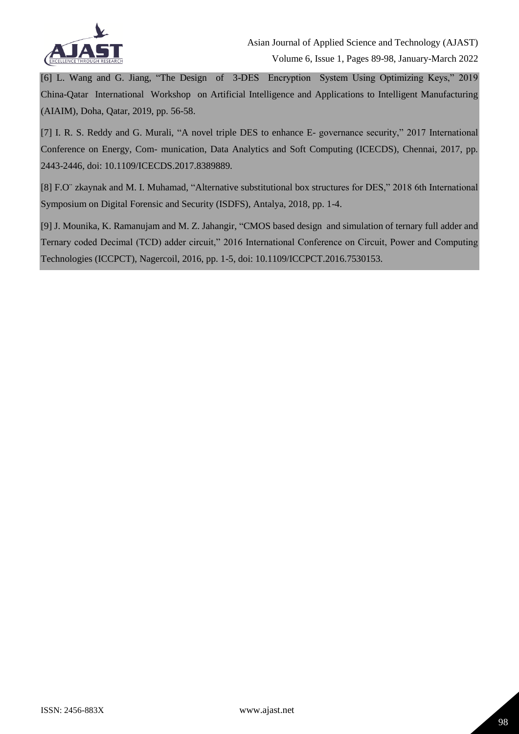[6] L. Wang and G. Jiang, "The Design of 3-DES Encryption System Using Optimizing Keys," 2019 China-Qatar International Workshop on Artificial Intelligence and Applications to Intelligent Manufacturing (AIAIM), Doha, Qatar, 2019, pp. 56-58.

[7] I. R. S. Reddy and G. Murali, "A novel triple DES to enhance E- governance security," 2017 International Conference on Energy, Com- munication, Data Analytics and Soft Computing (ICECDS), Chennai, 2017, pp. 2443-2446, doi: 10.1109/ICECDS.2017.8389889.

[8] F.O¨ zkaynak and M. I. Muhamad, "Alternative substitutional box structures for DES," 2018 6th International Symposium on Digital Forensic and Security (ISDFS), Antalya, 2018, pp. 1-4.

[9] J. Mounika, K. Ramanujam and M. Z. Jahangir, "CMOS based design and simulation of ternary full adder and Ternary coded Decimal (TCD) adder circuit," 2016 International Conference on Circuit, Power and Computing Technologies (ICCPCT), Nagercoil, 2016, pp. 1-5, doi: 10.1109/ICCPCT.2016.7530153.